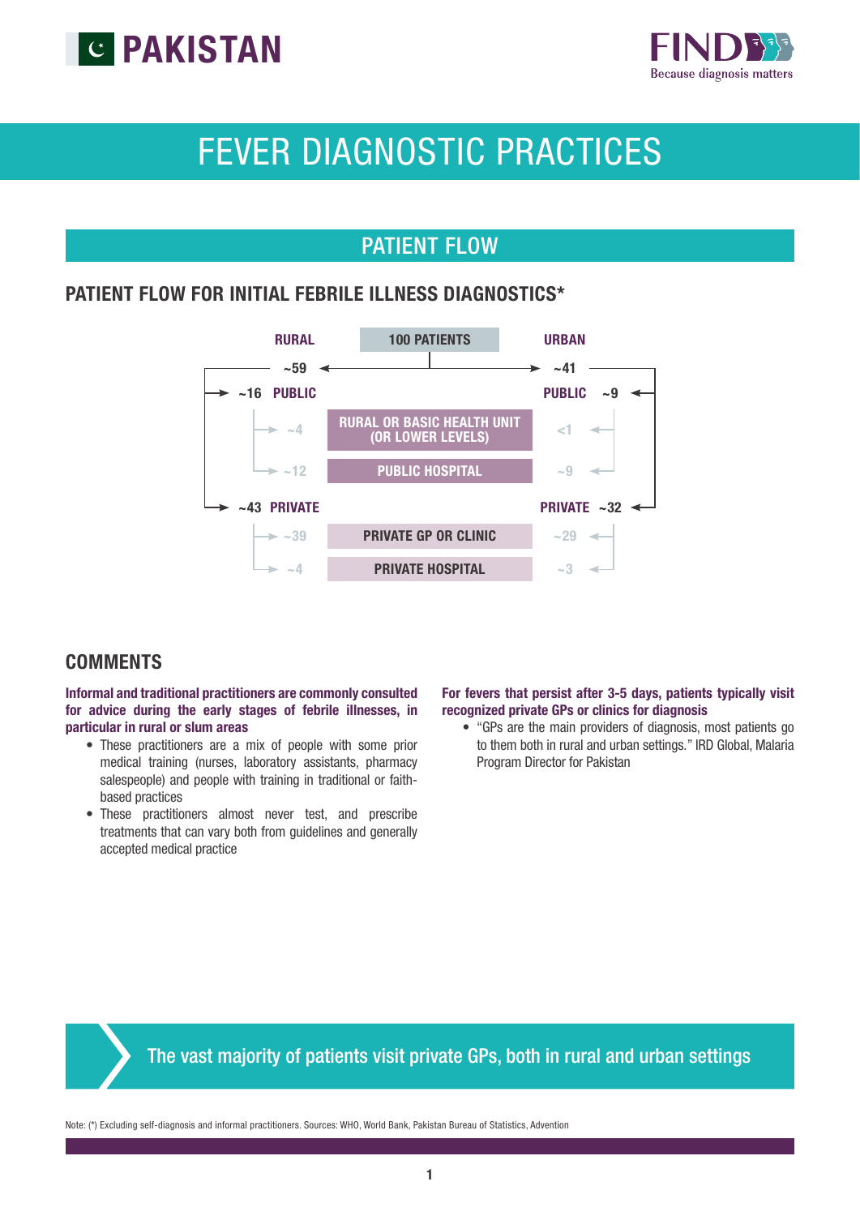# PAKISTAN

# FEVER DIAGNOSTIC PRACTICES

## PATIENT FLOW

### PATIENT FLOW FOR INITIAL FEBRILE ILLNESS DIAGNOSTICS*

**100 PATIENTS**

| RURAL | | URBAN |
|---|---|---|
| ~59 | | ~41 |
| ~16 PUBLIC | | PUBLIC ~9 |
| ~4 | RURAL OR BASIC HEALTH UNIT (OR LOWER LEVELS) | <1 |
| ~12 | PUBLIC HOSPITAL | ~9 |
| ~43 PRIVATE | | PRIVATE ~32 |
| ~39 | PRIVATE GP OR CLINIC | ~29 |
| ~4 | PRIVATE HOSPITAL | ~3 |

## COMMENTS

**Informal and traditional practitioners are commonly consulted for advice during the early stages of febrile illnesses, in particular in rural or slum areas**

- These practitioners are a mix of people with some prior medical training (nurses, laboratory assistants, pharmacy salespeople) and people with training in traditional or faith-based practices
- These practitioners almost never test, and prescribe treatments that can vary both from guidelines and generally accepted medical practice

**For fevers that persist after 3-5 days, patients typically visit recognized private GPs or clinics for diagnosis**

- "GPs are the main providers of diagnosis, most patients go to them both in rural and urban settings." IRD Global, Malaria Program Director for Pakistan

**The vast majority of patients visit private GPs, both in rural and urban settings**

Note: (*) Excluding self-diagnosis and informal practitioners. Sources: WHO, World Bank, Pakistan Bureau of Statistics, Advention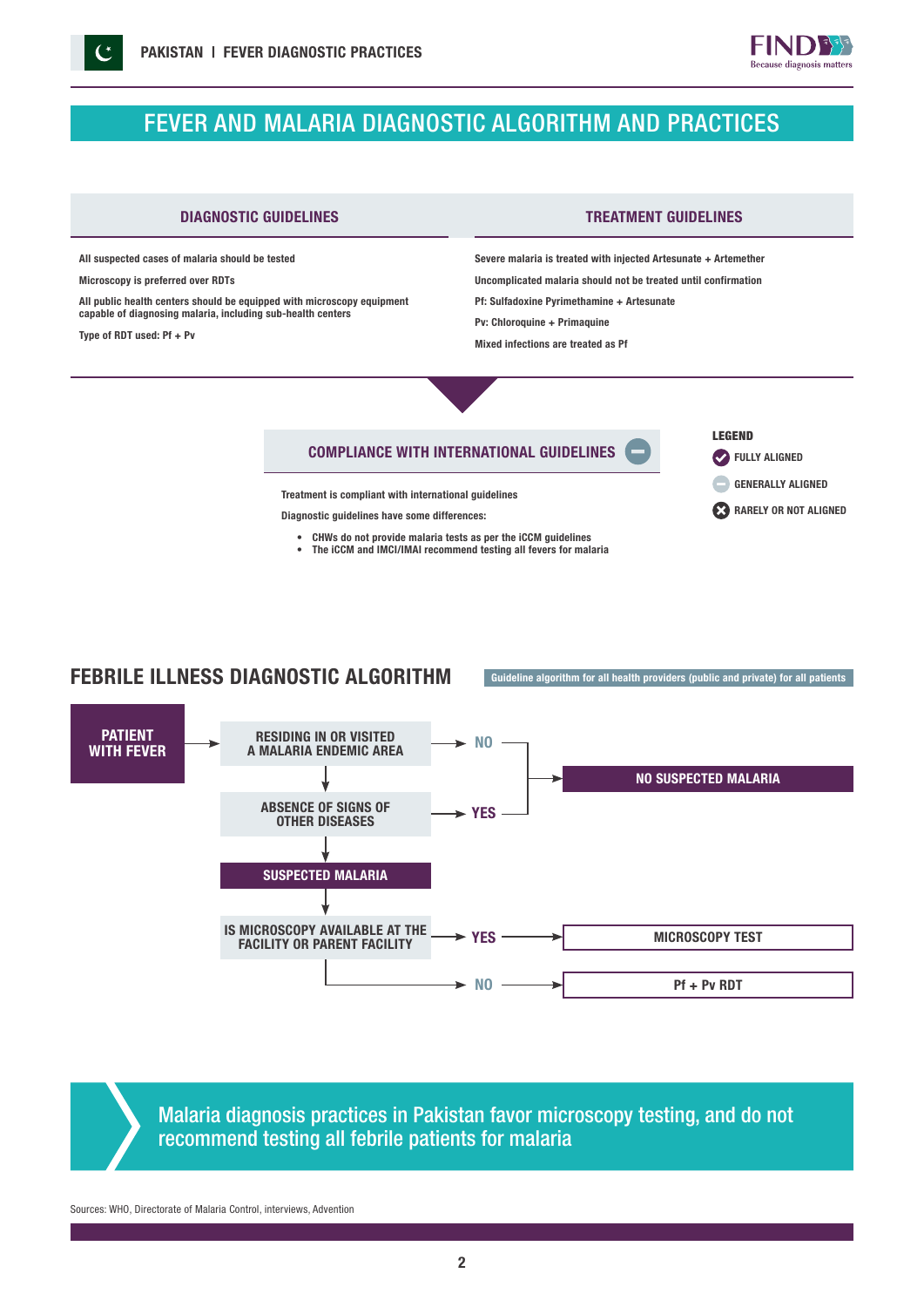# FEVER AND MALARIA DIAGNOSTIC ALGORITHM AND PRACTICES

## DIAGNOSTIC GUIDELINES

All suspected cases of malaria should be tested

Microscopy is preferred over RDTs

All public health centers should be equipped with microscopy equipment capable of diagnosing malaria, including sub-health centers

Type of RDT used: Pf + Pv

## TREATMENT GUIDELINES

Severe malaria is treated with injected Artesunate + Artemether

Uncomplicated malaria should not be treated until confirmation

Pf: Sulfadoxine Pyrimethamine + Artesunate

Pv: Chloroquine + Primaquine

Mixed infections are treated as Pf

## COMPLIANCE WITH INTERNATIONAL GUIDELINES (GENERALLY ALIGNED)

Treatment is compliant with international guidelines

Diagnostic guidelines have some differences:

- CHWs do not provide malaria tests as per the iCCM guidelines
- The iCCM and IMCI/IMAI recommend testing all fevers for malaria

**LEGEND**
- FULLY ALIGNED
- GENERALLY ALIGNED
- RARELY OR NOT ALIGNED

## FEBRILE ILLNESS DIAGNOSTIC ALGORITHM

Guideline algorithm for all health providers (public and private) for all patients

- PATIENT WITH FEVER → RESIDING IN OR VISITED A MALARIA ENDEMIC AREA
  - NO → NO SUSPECTED MALARIA
  - Yes → ABSENCE OF SIGNS OF OTHER DISEASES
    - YES → NO SUSPECTED MALARIA
    - Otherwise → SUSPECTED MALARIA → IS MICROSCOPY AVAILABLE AT THE FACILITY OR PARENT FACILITY
      - YES → MICROSCOPY TEST
      - NO → Pf + Pv RDT

**Malaria diagnosis practices in Pakistan favor microscopy testing, and do not recommend testing all febrile patients for malaria**

Sources: WHO, Directorate of Malaria Control, interviews, Advention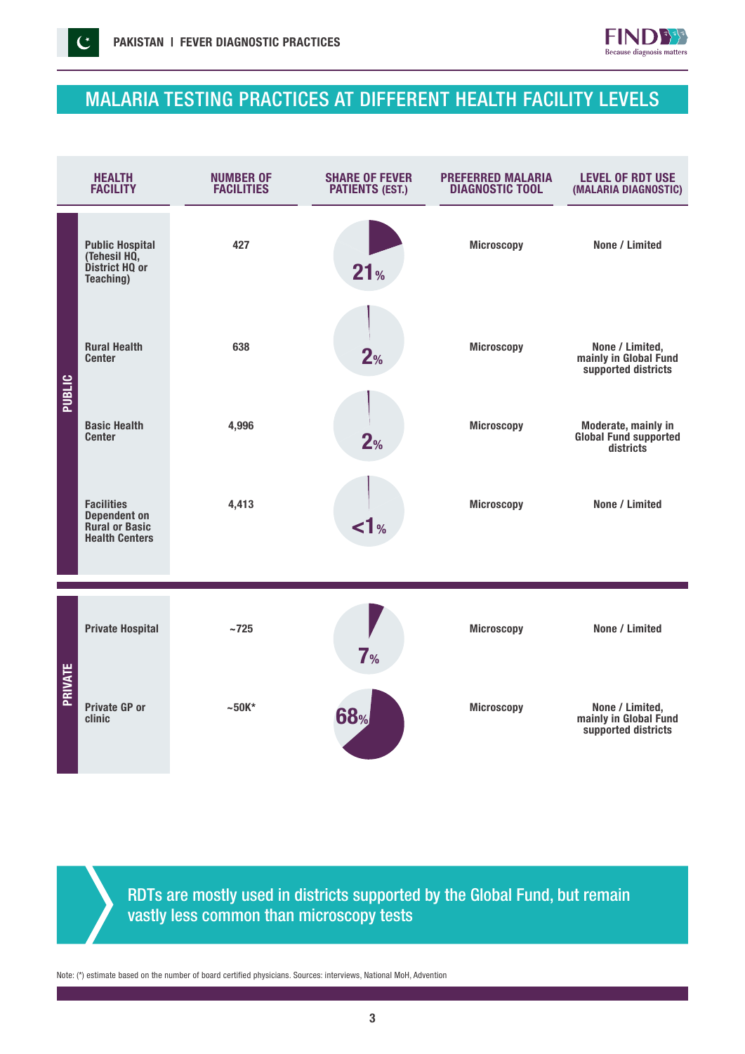## MALARIA TESTING PRACTICES AT DIFFERENT HEALTH FACILITY LEVELS

| | HEALTH FACILITY | NUMBER OF FACILITIES | SHARE OF FEVER PATIENTS (EST.) | PREFERRED MALARIA DIAGNOSTIC TOOL | LEVEL OF RDT USE (MALARIA DIAGNOSTIC) |
|---|---|---|---|---|---|
| PUBLIC | Public Hospital (Tehesil HQ, District HQ or Teaching) | 427 | 21% | Microscopy | None / Limited |
| PUBLIC | Rural Health Center | 638 | 2% | Microscopy | None / Limited, mainly in Global Fund supported districts |
| PUBLIC | Basic Health Center | 4,996 | 2% | Microscopy | Moderate, mainly in Global Fund supported districts |
| PUBLIC | Facilities Dependent on Rural or Basic Health Centers | 4,413 | <1% | Microscopy | None / Limited |
| PRIVATE | Private Hospital | ~725 | 7% | Microscopy | None / Limited |
| PRIVATE | Private GP or clinic | ~50K* | 68% | Microscopy | None / Limited, mainly in Global Fund supported districts |

RDTs are mostly used in districts supported by the Global Fund, but remain vastly less common than microscopy tests

Note: (*) estimate based on the number of board certified physicians. Sources: interviews, National MoH, Advention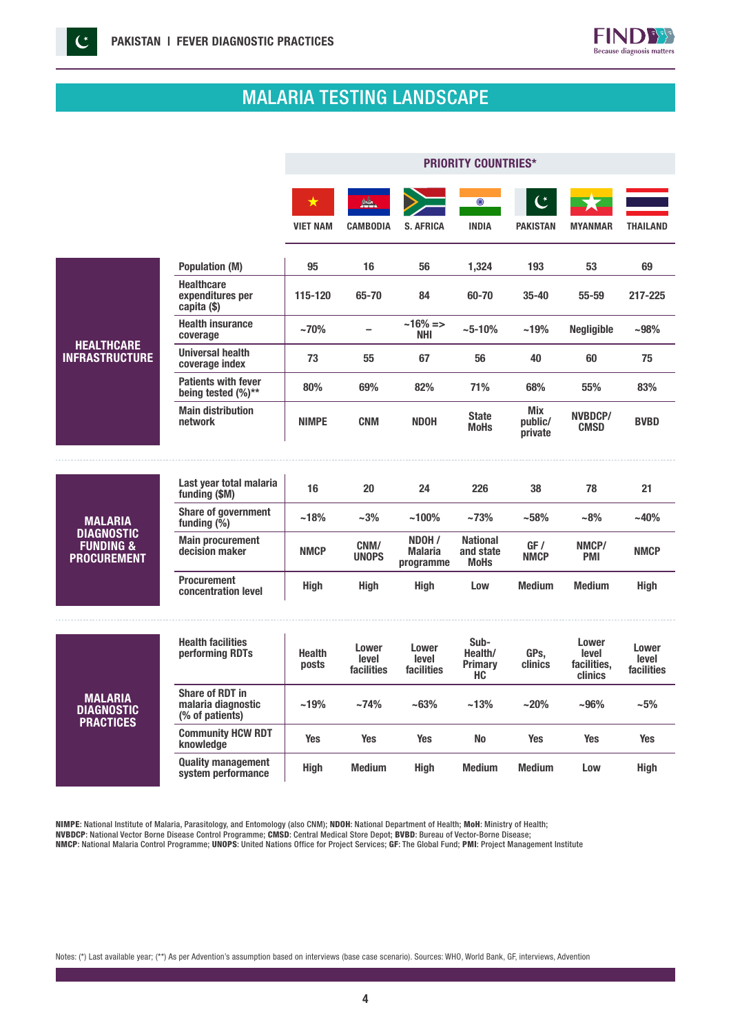## MALARIA TESTING LANDSCAPE

| | | PRIORITY COUNTRIES* | | | | | | |
|---|---|---|---|---|---|---|---|---|
| | | VIET NAM | CAMBODIA | S. AFRICA | INDIA | PAKISTAN | MYANMAR | THAILAND |
| **HEALTHCARE INFRASTRUCTURE** | Population (M) | 95 | 16 | 56 | 1,324 | 193 | 53 | 69 |
| | Healthcare expenditures per capita ($) | 115-120 | 65-70 | 84 | 60-70 | 35-40 | 55-59 | 217-225 |
| | Health insurance coverage | ~70% | – | ~16% => NHI | ~5-10% | ~19% | Negligible | ~98% |
| | Universal health coverage index | 73 | 55 | 67 | 56 | 40 | 60 | 75 |
| | Patients with fever being tested (%)** | 80% | 69% | 82% | 71% | 68% | 55% | 83% |
| | Main distribution network | NIMPE | CNM | NDOH | State MoHs | Mix public/ private | NVBDCP/ CMSD | BVBD |
| **MALARIA DIAGNOSTIC FUNDING & PROCUREMENT** | Last year total malaria funding ($M) | 16 | 20 | 24 | 226 | 38 | 78 | 21 |
| | Share of government funding (%) | ~18% | ~3% | ~100% | ~73% | ~58% | ~8% | ~40% |
| | Main procurement decision maker | NMCP | CNM/ UNOPS | NDOH / Malaria programme | National and state MoHs | GF / NMCP | NMCP/ PMI | NMCP |
| | Procurement concentration level | High | High | High | Low | Medium | Medium | High |
| **MALARIA DIAGNOSTIC PRACTICES** | Health facilities performing RDTs | Health posts | Lower level facilities | Lower level facilities | Sub-Health/ Primary HC | GPs, clinics | Lower level facilities, clinics | Lower level facilities |
| | Share of RDT in malaria diagnostic (% of patients) | ~19% | ~74% | ~63% | ~13% | ~20% | ~96% | ~5% |
| | Community HCW RDT knowledge | Yes | Yes | Yes | No | Yes | Yes | Yes |
| | Quality management system performance | High | Medium | High | Medium | Medium | Low | High |

**NIMPE**: National Institute of Malaria, Parasitology, and Entomology (also CNM); **NDOH**: National Department of Health; **MoH**: Ministry of Health; **NVBDCP**: National Vector Borne Disease Control Programme; **CMSD**: Central Medical Store Depot; **BVBD**: Bureau of Vector-Borne Disease; **NMCP**: National Malaria Control Programme; **UNOPS**: United Nations Office for Project Services; **GF**: The Global Fund; **PMI**: Project Management Institute

Notes: (*) Last available year; (**) As per Advention's assumption based on interviews (base case scenario). Sources: WHO, World Bank, GF, interviews, Advention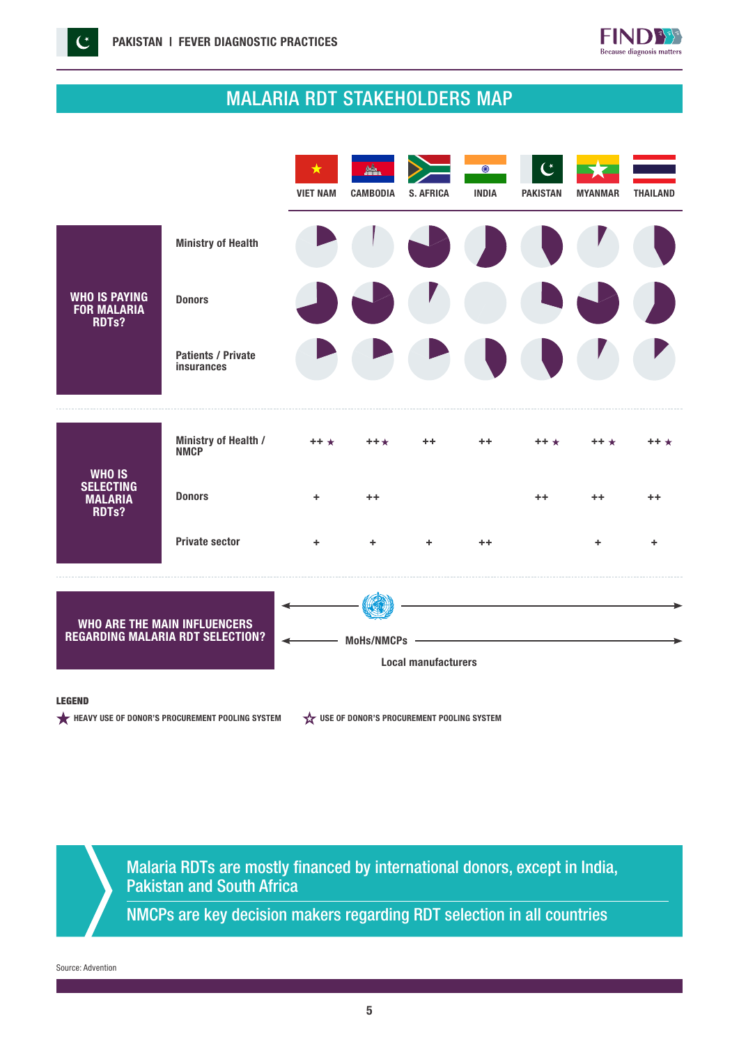## MALARIA RDT STAKEHOLDERS MAP

| | | VIET NAM | CAMBODIA | S. AFRICA | INDIA | PAKISTAN | MYANMAR | THAILAND |
|---|---|---|---|---|---|---|---|---|
| **WHO IS SELECTING MALARIA RDTs?** | Ministry of Health / NMCP | ++ ★ | ++★ | ++ | ++ | ++ ★ | ++ ★ | ++ ★ |
| | Donors | + | ++ | | | ++ | ++ | ++ |
| | Private sector | + | + | + | ++ | | + | + |

**WHO IS PAYING FOR MALARIA RDTs?** Ministry of Health; Donors; Patients / Private insurances

**WHO ARE THE MAIN INFLUENCERS REGARDING MALARIA RDT SELECTION?**

- MoHs/NMCPs
- Local manufacturers

**LEGEND**

★ HEAVY USE OF DONOR'S PROCUREMENT POOLING SYSTEM ☆ USE OF DONOR'S PROCUREMENT POOLING SYSTEM

Malaria RDTs are mostly financed by international donors, except in India, Pakistan and South Africa

NMCPs are key decision makers regarding RDT selection in all countries

Source: Advention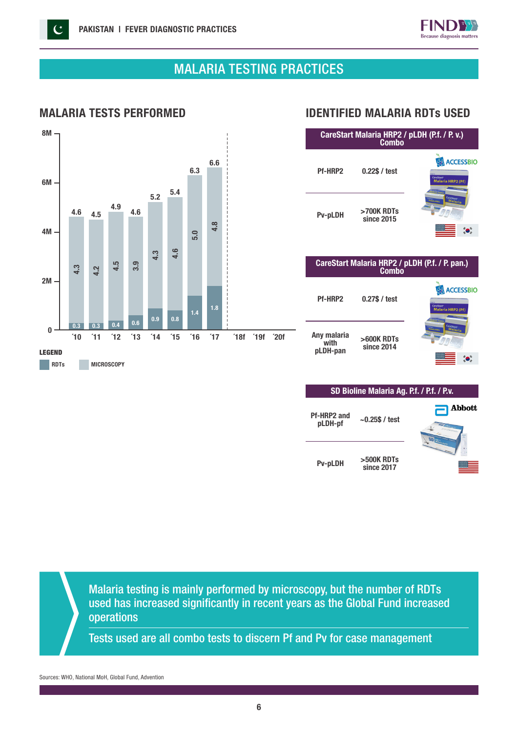# MALARIA TESTING PRACTICES

## MALARIA TESTS PERFORMED

| Year | Total | RDTs | Microscopy |
|---|---|---|---|
| '10 | 4.6 | 0.3 | 4.3 |
| '11 | 4.5 | 0.3 | 4.2 |
| '12 | 4.9 | 0.4 | 4.5 |
| '13 | 4.6 | 0.6 | 3.9 |
| '14 | 5.2 | 0.9 | 4.3 |
| '15 | 5.4 | 0.8 | 4.6 |
| '16 | 6.3 | 1.4 | 5.0 |
| '17 | 6.6 | 1.8 | 4.8 |
| '18f | | | |
| '19f | | | |
| '20f | | | |

LEGEND: RDTs, MICROSCOPY

## IDENTIFIED MALARIA RDTs USED

**CareStart Malaria HRP2 / pLDH (P.f. / P. v.) Combo** (ACCESSBIO)

| | |
|---|---|
| Pf-HRP2 | 0.22$ / test |
| Pv-pLDH | >700K RDTs since 2015 |

**CareStart Malaria HRP2 / pLDH (P.f. / P. pan.) Combo** (ACCESSBIO)

| | |
|---|---|
| Pf-HRP2 | 0.27$ / test |
| Any malaria with pLDH-pan | >600K RDTs since 2014 |

**SD Bioline Malaria Ag. P.f. / P.f. / P.v.** (Abbott)

| | |
|---|---|
| Pf-HRP2 and pLDH-pf | ~0.25$ / test |
| Pv-pLDH | >500K RDTs since 2017 |

Malaria testing is mainly performed by microscopy, but the number of RDTs used has increased significantly in recent years as the Global Fund increased operations

Tests used are all combo tests to discern Pf and Pv for case management

Sources: WHO, National MoH, Global Fund, Advention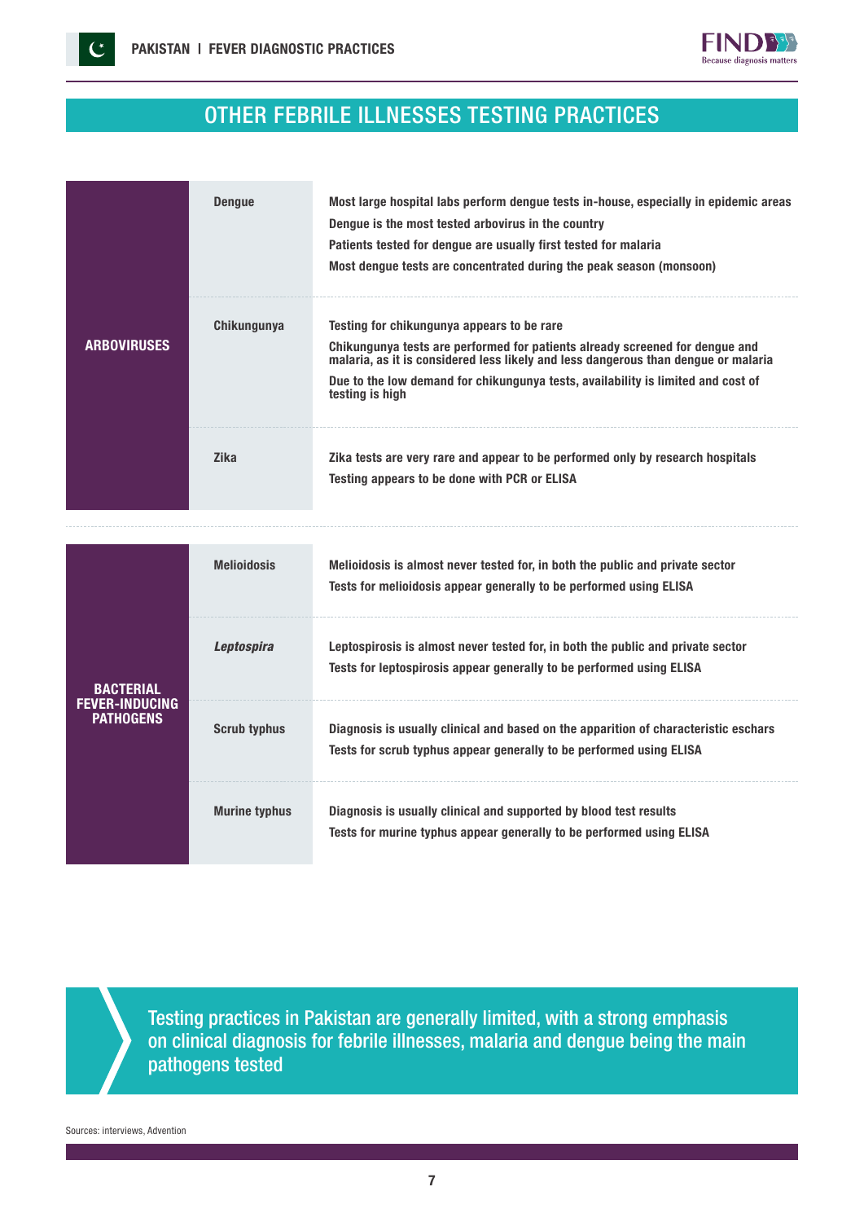# OTHER FEBRILE ILLNESSES TESTING PRACTICES

| | | |
|---|---|---|
| **ARBOVIRUSES** | **Dengue** | Most large hospital labs perform dengue tests in-house, especially in epidemic areas<br>Dengue is the most tested arbovirus in the country<br>Patients tested for dengue are usually first tested for malaria<br>Most dengue tests are concentrated during the peak season (monsoon) |
| | **Chikungunya** | Testing for chikungunya appears to be rare<br>Chikungunya tests are performed for patients already screened for dengue and malaria, as it is considered less likely and less dangerous than dengue or malaria<br>Due to the low demand for chikungunya tests, availability is limited and cost of testing is high |
| | **Zika** | Zika tests are very rare and appear to be performed only by research hospitals<br>Testing appears to be done with PCR or ELISA |
| **BACTERIAL FEVER-INDUCING PATHOGENS** | **Melioidosis** | Melioidosis is almost never tested for, in both the public and private sector<br>Tests for melioidosis appear generally to be performed using ELISA |
| | ***Leptospira*** | Leptospirosis is almost never tested for, in both the public and private sector<br>Tests for leptospirosis appear generally to be performed using ELISA |
| | **Scrub typhus** | Diagnosis is usually clinical and based on the apparition of characteristic eschars<br>Tests for scrub typhus appear generally to be performed using ELISA |
| | **Murine typhus** | Diagnosis is usually clinical and supported by blood test results<br>Tests for murine typhus appear generally to be performed using ELISA |

Testing practices in Pakistan are generally limited, with a strong emphasis on clinical diagnosis for febrile illnesses, malaria and dengue being the main pathogens tested

Sources: interviews, Advention